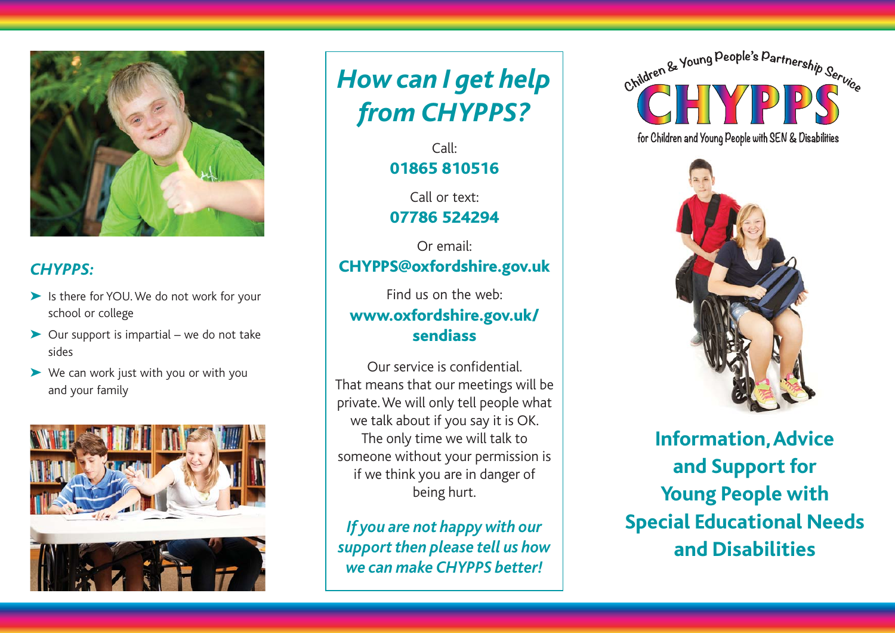## *CHYPPS:*

- Is there for YOU. We do not work for your school or college
- Our support is impartial – we do not take sides
- We can work just with you or with you and your family

# *How can I get help from CHYPPS?*

Call:
**01865 810516**

Call or text:
**07786 524294**

Or email:
**CHYPPS@oxfordshire.gov.uk**

Find us on the web:
**www.oxfordshire.gov.uk/sendiass**

Our service is confidential. That means that our meetings will be private. We will only tell people what we talk about if you say it is OK. The only time we will talk to someone without your permission is if we think you are in danger of being hurt.

***If you are not happy with our support then please tell us how we can make CHYPPS better!***

Children & Young People's Partnership Service

# CHYPPS

for Children and Young People with SEN & Disabilities

## Information, Advice and Support for Young People with Special Educational Needs and Disabilities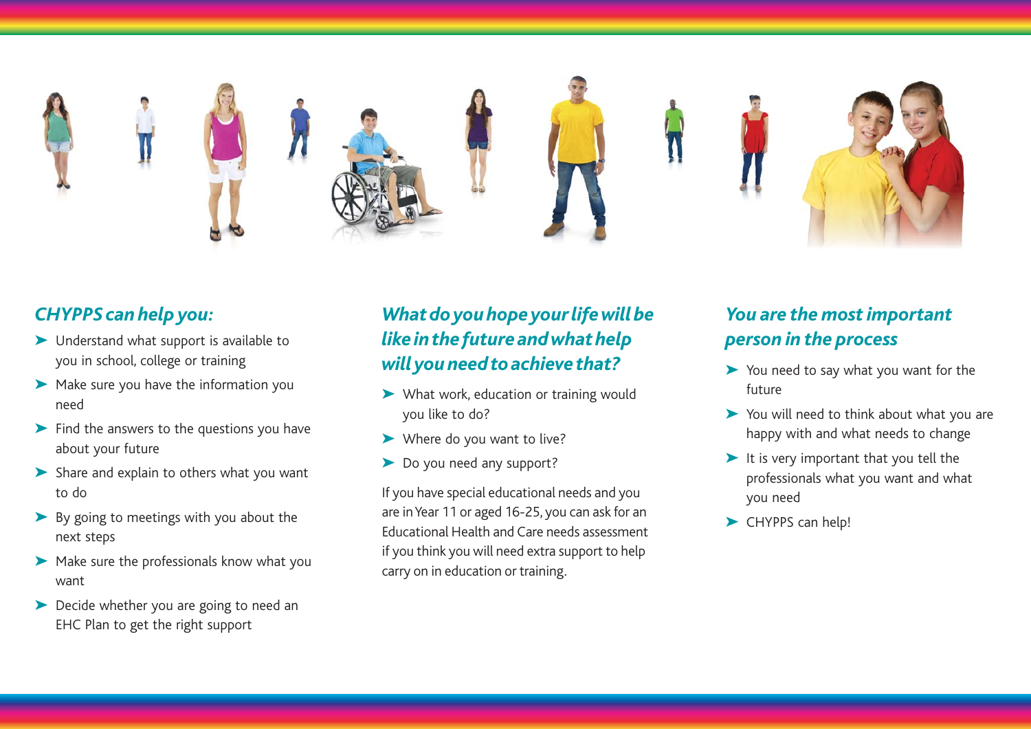## *CHYPPS can help you:*

- Understand what support is available to you in school, college or training
- Make sure you have the information you need
- Find the answers to the questions you have about your future
- Share and explain to others what you want to do
- By going to meetings with you about the next steps
- Make sure the professionals know what you want
- Decide whether you are going to need an EHC Plan to get the right support

## *What do you hope your life will be like in the future and what help will you need to achieve that?*

- What work, education or training would you like to do?
- Where do you want to live?
- Do you need any support?

If you have special educational needs and you are in Year 11 or aged 16-25, you can ask for an Educational Health and Care needs assessment if you think you will need extra support to help carry on in education or training.

## *You are the most important person in the process*

- You need to say what you want for the future
- You will need to think about what you are happy with and what needs to change
- It is very important that you tell the professionals what you want and what you need
- CHYPPS can help!